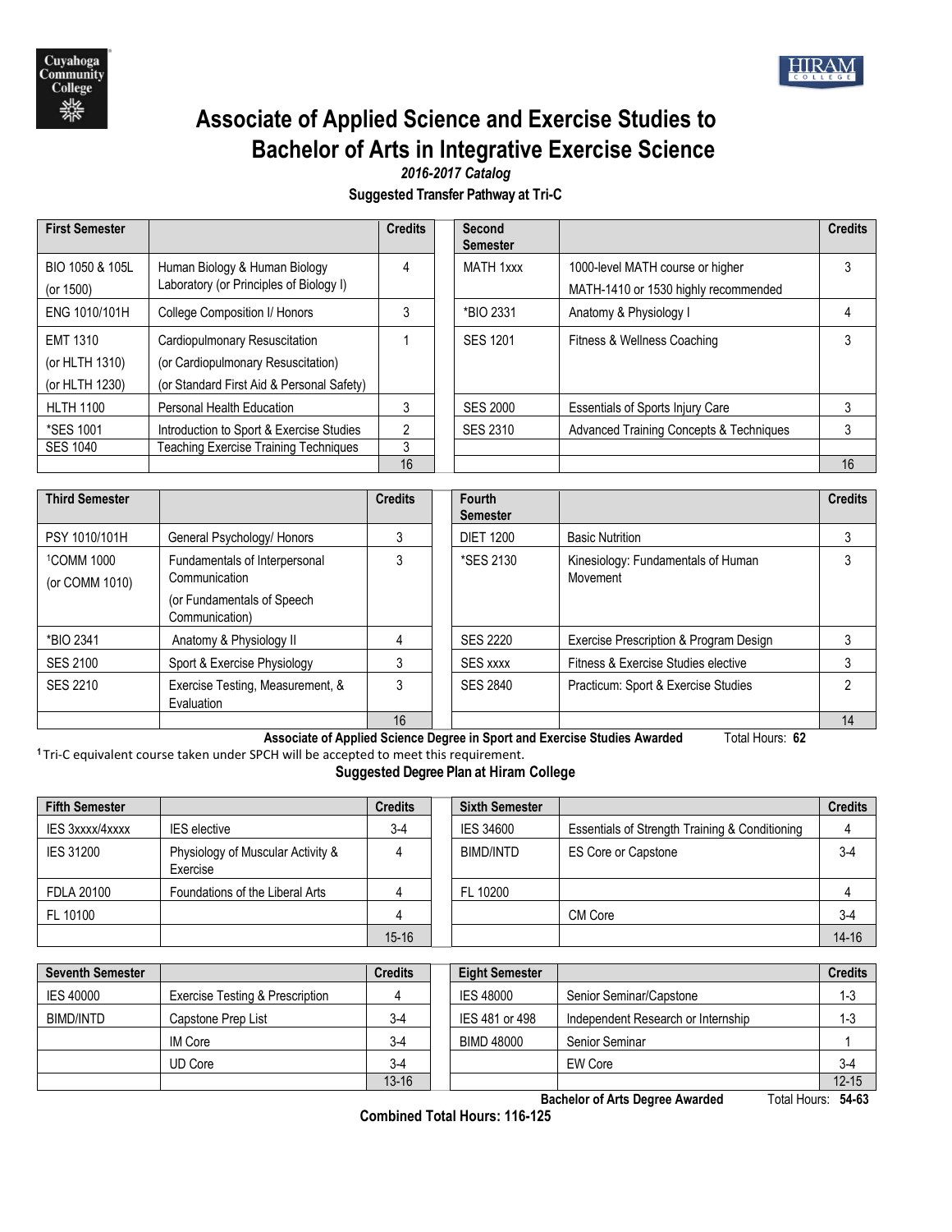# Associate of Applied Science and Exercise Studies to Bachelor of Arts in Integrative Exercise Science

*2016-2017 Catalog*

**Suggested Transfer Pathway at Tri-C**

| First Semester | | Credits | | Second Semester | | Credits |
|---|---|---|---|---|---|---|
| BIO 1050 & 105L (or 1500) | Human Biology & Human Biology Laboratory (or Principles of Biology I) | 4 | | MATH 1xxx | 1000-level MATH course or higher MATH-1410 or 1530 highly recommended | 3 |
| ENG 1010/101H | College Composition I/ Honors | 3 | | *BIO 2331 | Anatomy & Physiology I | 4 |
| EMT 1310 (or HLTH 1310) (or HLTH 1230) | Cardiopulmonary Resuscitation (or Cardiopulmonary Resuscitation) (or Standard First Aid & Personal Safety) | 1 | | SES 1201 | Fitness & Wellness Coaching | 3 |
| HLTH 1100 | Personal Health Education | 3 | | SES 2000 | Essentials of Sports Injury Care | 3 |
| *SES 1001 | Introduction to Sport & Exercise Studies | 2 | | SES 2310 | Advanced Training Concepts & Techniques | 3 |
| SES 1040 | Teaching Exercise Training Techniques | 3 | | | | |
| | | 16 | | | | 16 |

| Third Semester | | Credits | | Fourth Semester | | Credits |
|---|---|---|---|---|---|---|
| PSY 1010/101H | General Psychology/ Honors | 3 | | DIET 1200 | Basic Nutrition | 3 |
| [1]COMM 1000 (or COMM 1010) | Fundamentals of Interpersonal Communication (or Fundamentals of Speech Communication) | 3 | | *SES 2130 | Kinesiology: Fundamentals of Human Movement | 3 |
| *BIO 2341 | Anatomy & Physiology II | 4 | | SES 2220 | Exercise Prescription & Program Design | 3 |
| SES 2100 | Sport & Exercise Physiology | 3 | | SES xxxx | Fitness & Exercise Studies elective | 3 |
| SES 2210 | Exercise Testing, Measurement, & Evaluation | 3 | | SES 2840 | Practicum: Sport & Exercise Studies | 2 |
| | | 16 | | | | 14 |

**Associate of Applied Science Degree in Sport and Exercise Studies Awarded** Total Hours: **62**

[1] Tri-C equivalent course taken under SPCH will be accepted to meet this requirement.

**Suggested Degree Plan at Hiram College**

| Fifth Semester | | Credits | | Sixth Semester | | Credits |
|---|---|---|---|---|---|---|
| IES 3xxxx/4xxxx | IES elective | 3-4 | | IES 34600 | Essentials of Strength Training & Conditioning | 4 |
| IES 31200 | Physiology of Muscular Activity & Exercise | 4 | | BIMD/INTD | ES Core or Capstone | 3-4 |
| FDLA 20100 | Foundations of the Liberal Arts | 4 | | FL 10200 | | 4 |
| FL 10100 | | 4 | | | CM Core | 3-4 |
| | | 15-16 | | | | 14-16 |

| Seventh Semester | | Credits | | Eight Semester | | Credits |
|---|---|---|---|---|---|---|
| IES 40000 | Exercise Testing & Prescription | 4 | | IES 48000 | Senior Seminar/Capstone | 1-3 |
| BIMD/INTD | Capstone Prep List | 3-4 | | IES 481 or 498 | Independent Research or Internship | 1-3 |
| | IM Core | 3-4 | | BIMD 48000 | Senior Seminar | 1 |
| | UD Core | 3-4 | | | EW Core | 3-4 |
| | | 13-16 | | | | 12-15 |

**Bachelor of Arts Degree Awarded** Total Hours: **54-63**

**Combined Total Hours: 116-125**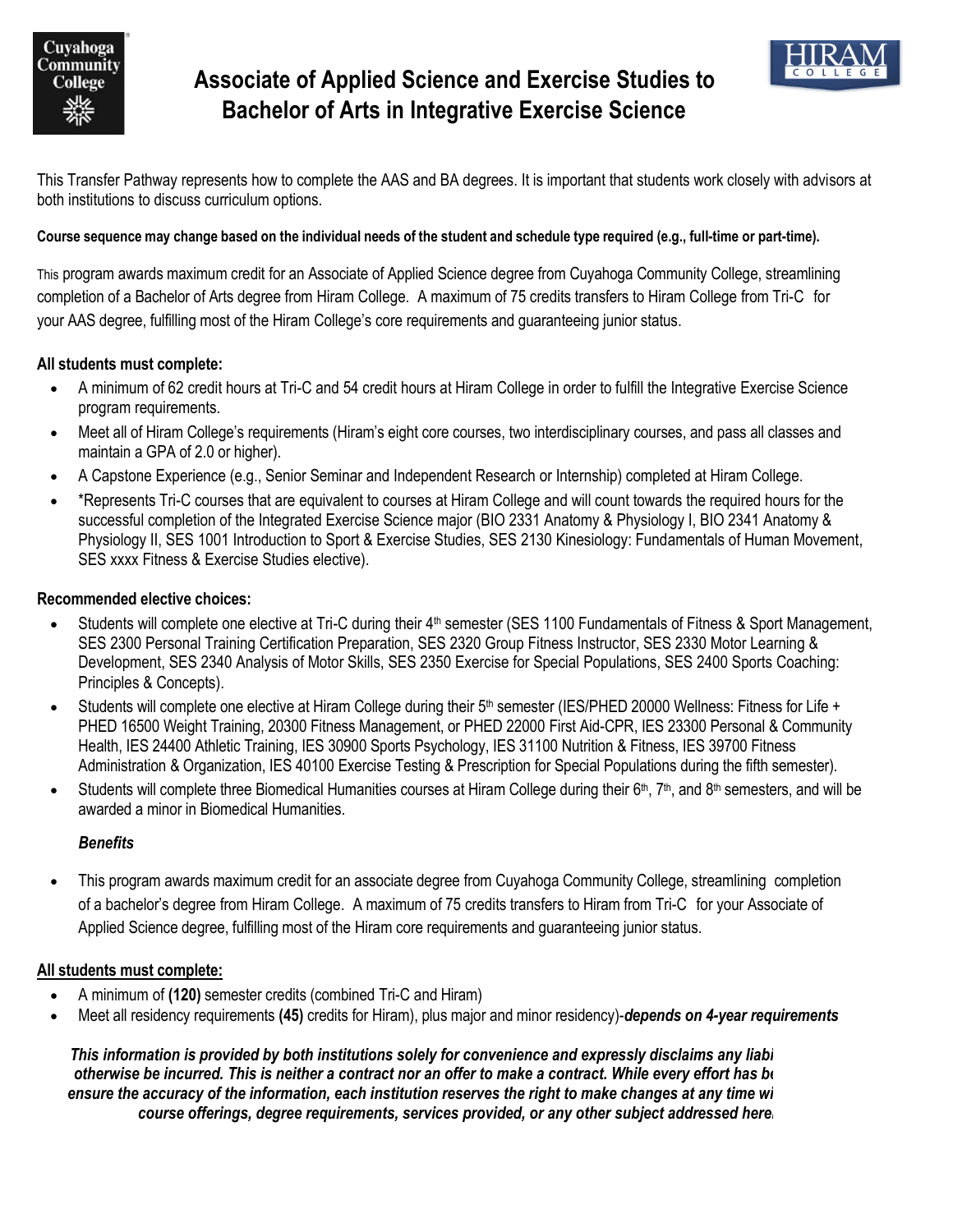# Associate of Applied Science and Exercise Studies to Bachelor of Arts in Integrative Exercise Science

This Transfer Pathway represents how to complete the AAS and BA degrees. It is important that students work closely with advisors at both institutions to discuss curriculum options.

**Course sequence may change based on the individual needs of the student and schedule type required (e.g., full-time or part-time).**

This program awards maximum credit for an Associate of Applied Science degree from Cuyahoga Community College, streamlining completion of a Bachelor of Arts degree from Hiram College. A maximum of 75 credits transfers to Hiram College from Tri-C for your AAS degree, fulfilling most of the Hiram College's core requirements and guaranteeing junior status.

**All students must complete:**

- A minimum of 62 credit hours at Tri-C and 54 credit hours at Hiram College in order to fulfill the Integrative Exercise Science program requirements.
- Meet all of Hiram College's requirements (Hiram's eight core courses, two interdisciplinary courses, and pass all classes and maintain a GPA of 2.0 or higher).
- A Capstone Experience (e.g., Senior Seminar and Independent Research or Internship) completed at Hiram College.
- *Represents Tri-C courses that are equivalent to courses at Hiram College and will count towards the required hours for the successful completion of the Integrated Exercise Science major (BIO 2331 Anatomy & Physiology I, BIO 2341 Anatomy & Physiology II, SES 1001 Introduction to Sport & Exercise Studies, SES 2130 Kinesiology: Fundamentals of Human Movement, SES xxxx Fitness & Exercise Studies elective).

**Recommended elective choices:**

- Students will complete one elective at Tri-C during their 4th semester (SES 1100 Fundamentals of Fitness & Sport Management, SES 2300 Personal Training Certification Preparation, SES 2320 Group Fitness Instructor, SES 2330 Motor Learning & Development, SES 2340 Analysis of Motor Skills, SES 2350 Exercise for Special Populations, SES 2400 Sports Coaching: Principles & Concepts).
- Students will complete one elective at Hiram College during their 5th semester (IES/PHED 20000 Wellness: Fitness for Life + PHED 16500 Weight Training, 20300 Fitness Management, or PHED 22000 First Aid-CPR, IES 23300 Personal & Community Health, IES 24400 Athletic Training, IES 30900 Sports Psychology, IES 31100 Nutrition & Fitness, IES 39700 Fitness Administration & Organization, IES 40100 Exercise Testing & Prescription for Special Populations during the fifth semester).
- Students will complete three Biomedical Humanities courses at Hiram College during their 6th, 7th, and 8th semesters, and will be awarded a minor in Biomedical Humanities.

***Benefits***

- This program awards maximum credit for an associate degree from Cuyahoga Community College, streamlining completion of a bachelor's degree from Hiram College. A maximum of 75 credits transfers to Hiram from Tri-C for your Associate of Applied Science degree, fulfilling most of the Hiram core requirements and guaranteeing junior status.

**All students must complete:**

- A minimum of **(120)** semester credits (combined Tri-C and Hiram)
- Meet all residency requirements **(45)** credits for Hiram), plus major and minor residency)-***depends on 4-year requirements***

***This information is provided by both institutions solely for convenience and expressly disclaims any liabi otherwise be incurred. This is neither a contract nor an offer to make a contract. While every effort has be ensure the accuracy of the information, each institution reserves the right to make changes at any time wi course offerings, degree requirements, services provided, or any other subject addressed here***